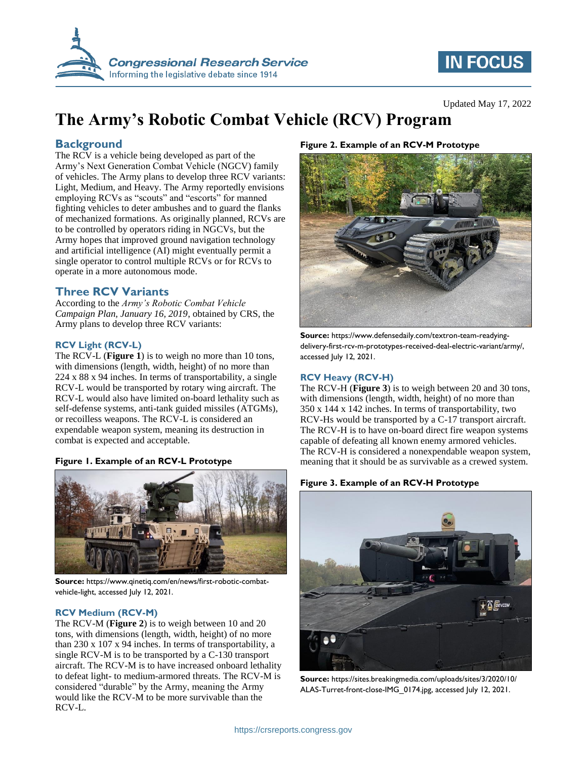# The Army's Robotic Combat Vehicle (RCV) Program

Updated May 17, 2022

## Background

The RCV is a vehicle being developed as part of the Army's Next Generation Combat Vehicle (NGCV) family of vehicles. The Army plans to develop three RCV variants: Light, Medium, and Heavy. The Army reportedly envisions employing RCVs as "scouts" and "escorts" for manned fighting vehicles to deter ambushes and to guard the flanks of mechanized formations. As originally planned, RCVs are to be controlled by operators riding in NGCVs, but the Army hopes that improved ground navigation technology and artificial intelligence (AI) might eventually permit a single operator to control multiple RCVs or for RCVs to operate in a more autonomous mode.

## Three RCV Variants

According to the *Army's Robotic Combat Vehicle Campaign Plan, January 16, 2019*, obtained by CRS, the Army plans to develop three RCV variants:

### RCV Light (RCV-L)

The RCV-L (**Figure 1**) is to weigh no more than 10 tons, with dimensions (length, width, height) of no more than 224 x 88 x 94 inches. In terms of transportability, a single RCV-L would be transported by rotary wing aircraft. The RCV-L would also have limited on-board lethality such as self-defense systems, anti-tank guided missiles (ATGMs), or recoilless weapons. The RCV-L is considered an expendable weapon system, meaning its destruction in combat is expected and acceptable.

**Figure 1. Example of an RCV-L Prototype**

**Source:** https://www.qinetiq.com/en/news/first-robotic-combat-vehicle-light, accessed July 12, 2021.

### RCV Medium (RCV-M)

The RCV-M (**Figure 2**) is to weigh between 10 and 20 tons, with dimensions (length, width, height) of no more than 230 x 107 x 94 inches. In terms of transportability, a single RCV-M is to be transported by a C-130 transport aircraft. The RCV-M is to have increased onboard lethality to defeat light- to medium-armored threats. The RCV-M is considered "durable" by the Army, meaning the Army would like the RCV-M to be more survivable than the RCV-L.

**Figure 2. Example of an RCV-M Prototype**

**Source:** https://www.defensedaily.com/textron-team-readying-delivery-first-rcv-m-prototypes-received-deal-electric-variant/army/, accessed July 12, 2021.

### RCV Heavy (RCV-H)

The RCV-H (**Figure 3**) is to weigh between 20 and 30 tons, with dimensions (length, width, height) of no more than 350 x 144 x 142 inches. In terms of transportability, two RCV-Hs would be transported by a C-17 transport aircraft. The RCV-H is to have on-board direct fire weapon systems capable of defeating all known enemy armored vehicles. The RCV-H is considered a nonexpendable weapon system, meaning that it should be as survivable as a crewed system.

**Figure 3. Example of an RCV-H Prototype**

**Source:** https://sites.breakingmedia.com/uploads/sites/3/2020/10/ALAS-Turret-front-close-IMG_0174.jpg, accessed July 12, 2021.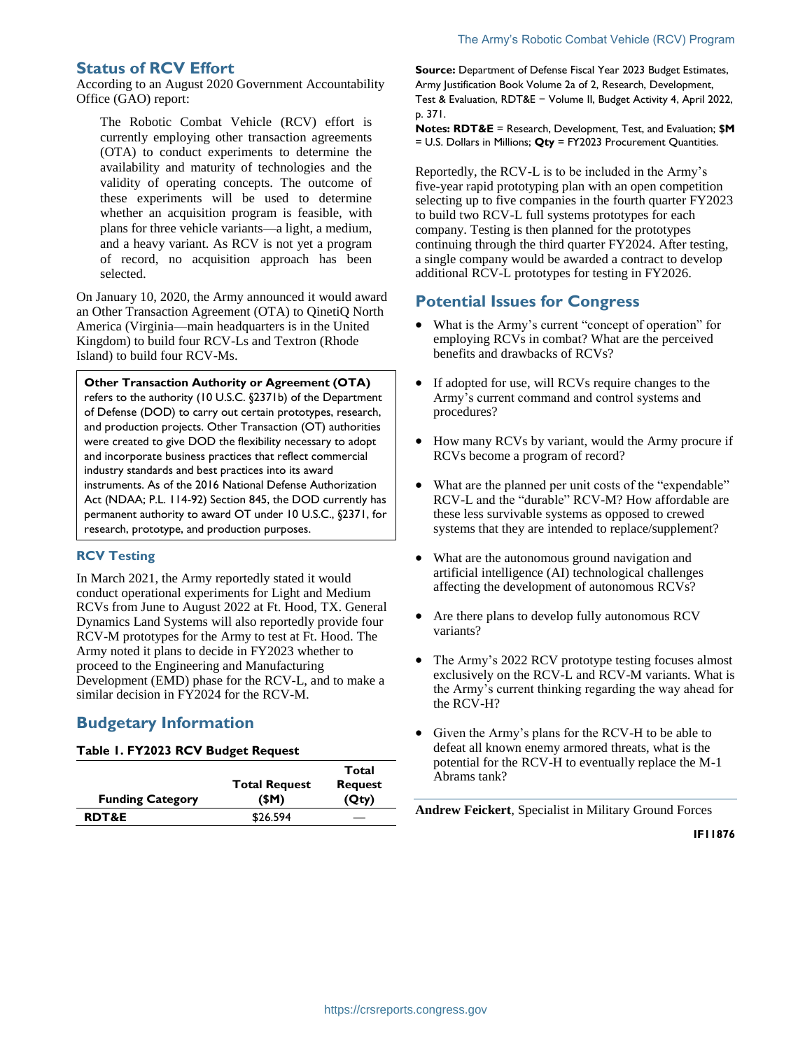## Status of RCV Effort

According to an August 2020 Government Accountability Office (GAO) report:

> The Robotic Combat Vehicle (RCV) effort is currently employing other transaction agreements (OTA) to conduct experiments to determine the availability and maturity of technologies and the validity of operating concepts. The outcome of these experiments will be used to determine whether an acquisition program is feasible, with plans for three vehicle variants—a light, a medium, and a heavy variant. As RCV is not yet a program of record, no acquisition approach has been selected.

On January 10, 2020, the Army announced it would award an Other Transaction Agreement (OTA) to QinetiQ North America (Virginia—main headquarters is in the United Kingdom) to build four RCV-Ls and Textron (Rhode Island) to build four RCV-Ms.

> **Other Transaction Authority or Agreement (OTA)** refers to the authority (10 U.S.C. §2371b) of the Department of Defense (DOD) to carry out certain prototypes, research, and production projects. Other Transaction (OT) authorities were created to give DOD the flexibility necessary to adopt and incorporate business practices that reflect commercial industry standards and best practices into its award instruments. As of the 2016 National Defense Authorization Act (NDAA; P.L. 114-92) Section 845, the DOD currently has permanent authority to award OT under 10 U.S.C., §2371, for research, prototype, and production purposes.

### RCV Testing

In March 2021, the Army reportedly stated it would conduct operational experiments for Light and Medium RCVs from June to August 2022 at Ft. Hood, TX. General Dynamics Land Systems will also reportedly provide four RCV-M prototypes for the Army to test at Ft. Hood. The Army noted it plans to decide in FY2023 whether to proceed to the Engineering and Manufacturing Development (EMD) phase for the RCV-L, and to make a similar decision in FY2024 for the RCV-M.

## Budgetary Information

**Table 1. FY2023 RCV Budget Request**

| Funding Category | Total Request ($M) | Total Request (Qty) |
|---|---|---|
| **RDT&E** | $26.594 | — |

**Source:** Department of Defense Fiscal Year 2023 Budget Estimates, Army Justification Book Volume 2a of 2, Research, Development, Test & Evaluation, RDT&E − Volume II, Budget Activity 4, April 2022, p. 371.

**Notes: RDT&E** = Research, Development, Test, and Evaluation; **$M** = U.S. Dollars in Millions; **Qty** = FY2023 Procurement Quantities.

Reportedly, the RCV-L is to be included in the Army's five-year rapid prototyping plan with an open competition selecting up to five companies in the fourth quarter FY2023 to build two RCV-L full systems prototypes for each company. Testing is then planned for the prototypes continuing through the third quarter FY2024. After testing, a single company would be awarded a contract to develop additional RCV-L prototypes for testing in FY2026.

## Potential Issues for Congress

- What is the Army's current "concept of operation" for employing RCVs in combat? What are the perceived benefits and drawbacks of RCVs?
- If adopted for use, will RCVs require changes to the Army's current command and control systems and procedures?
- How many RCVs by variant, would the Army procure if RCVs become a program of record?
- What are the planned per unit costs of the "expendable" RCV-L and the "durable" RCV-M? How affordable are these less survivable systems as opposed to crewed systems that they are intended to replace/supplement?
- What are the autonomous ground navigation and artificial intelligence (AI) technological challenges affecting the development of autonomous RCVs?
- Are there plans to develop fully autonomous RCV variants?
- The Army's 2022 RCV prototype testing focuses almost exclusively on the RCV-L and RCV-M variants. What is the Army's current thinking regarding the way ahead for the RCV-H?
- Given the Army's plans for the RCV-H to be able to defeat all known enemy armored threats, what is the potential for the RCV-H to eventually replace the M-1 Abrams tank?

**Andrew Feickert**, Specialist in Military Ground Forces

IF11876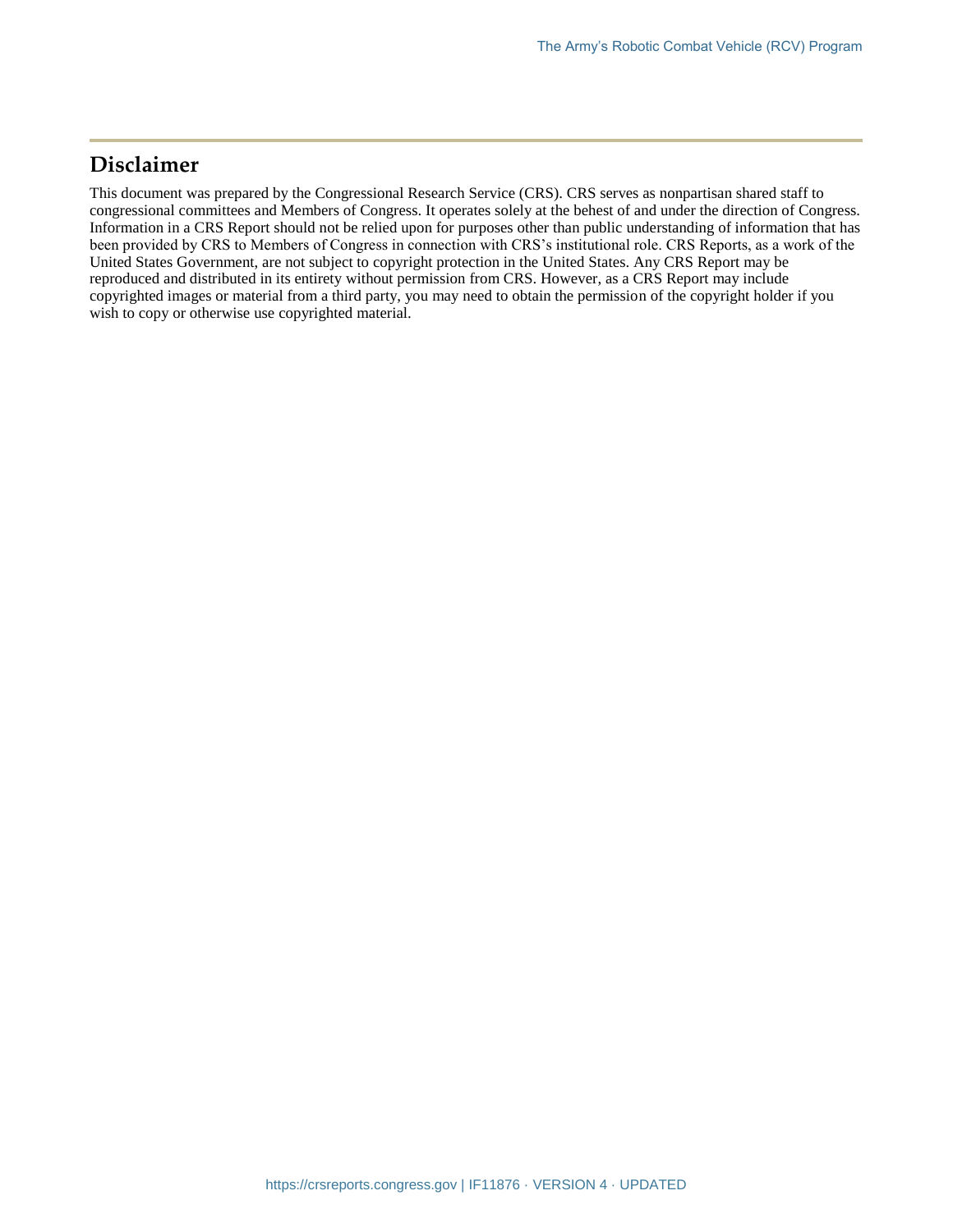## Disclaimer

This document was prepared by the Congressional Research Service (CRS). CRS serves as nonpartisan shared staff to congressional committees and Members of Congress. It operates solely at the behest of and under the direction of Congress. Information in a CRS Report should not be relied upon for purposes other than public understanding of information that has been provided by CRS to Members of Congress in connection with CRS's institutional role. CRS Reports, as a work of the United States Government, are not subject to copyright protection in the United States. Any CRS Report may be reproduced and distributed in its entirety without permission from CRS. However, as a CRS Report may include copyrighted images or material from a third party, you may need to obtain the permission of the copyright holder if you wish to copy or otherwise use copyrighted material.